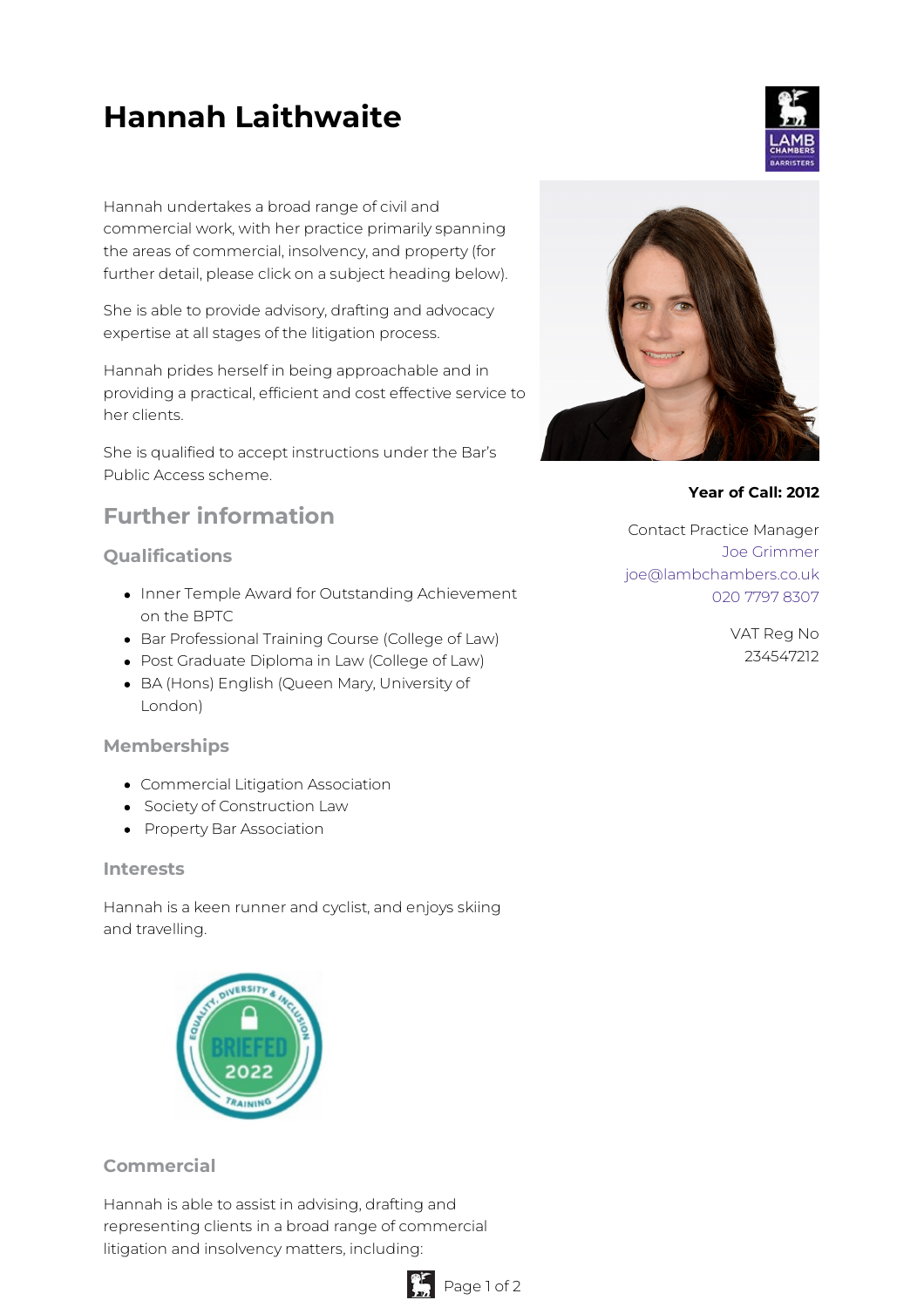# Hannah Laithwaite

Hannah undertakes a broad range of civil and commercial work, with her practice primarily spanning the areas of commercial, insolvency, and property (for further detail, please click on a subject heading below).

She is able to provide advisory, drafting and advocacy expertise at all stages of the litigation process.

Hannah prides herself in being approachable and in providing a practical, efficient and cost effective service to her clients.

She is qualified to accept instructions under the Bar's Public Access scheme.

**Year of Call: 2012**

Contact Practice Manager
Joe Grimmer
joe@lambchambers.co.uk
020 7797 8307

VAT Reg No
234547212

## Further information

### Qualifications

- Inner Temple Award for Outstanding Achievement on the BPTC
- Bar Professional Training Course (College of Law)
- Post Graduate Diploma in Law (College of Law)
- BA (Hons) English (Queen Mary, University of London)

### Memberships

- Commercial Litigation Association
- Society of Construction Law
- Property Bar Association

### Interests

Hannah is a keen runner and cyclist, and enjoys skiing and travelling.

### Commercial

Hannah is able to assist in advising, drafting and representing clients in a broad range of commercial litigation and insolvency matters, including: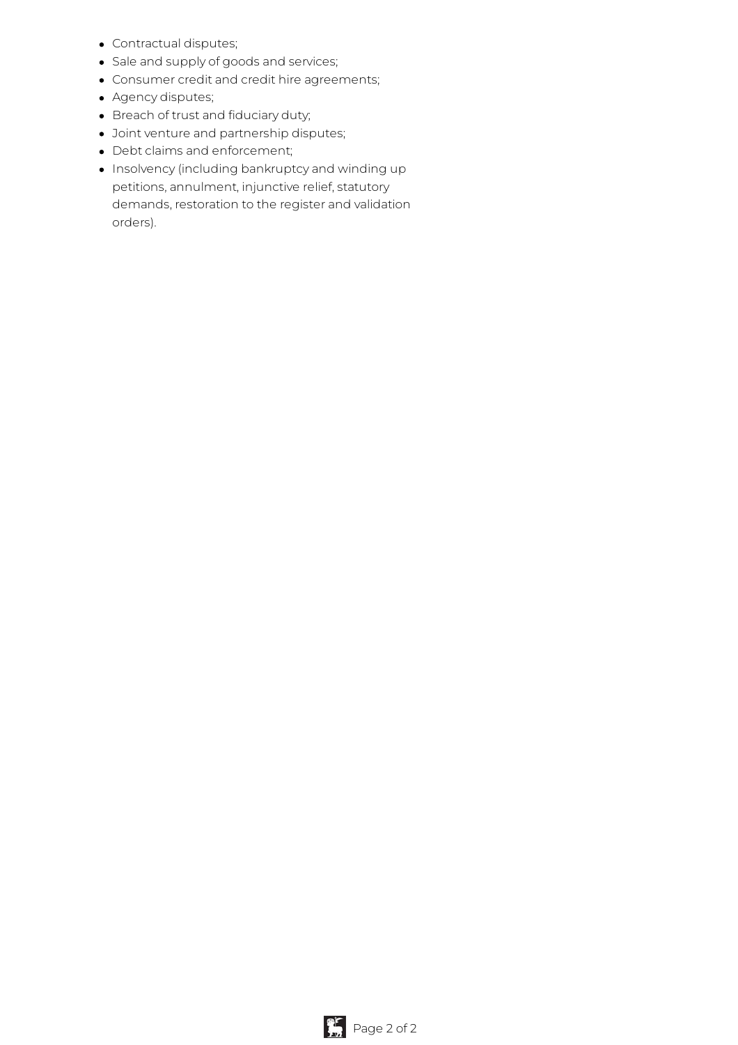- Contractual disputes;
- Sale and supply of goods and services;
- Consumer credit and credit hire agreements;
- Agency disputes;
- Breach of trust and fiduciary duty;
- Joint venture and partnership disputes;
- Debt claims and enforcement;
- Insolvency (including bankruptcy and winding up petitions, annulment, injunctive relief, statutory demands, restoration to the register and validation orders).